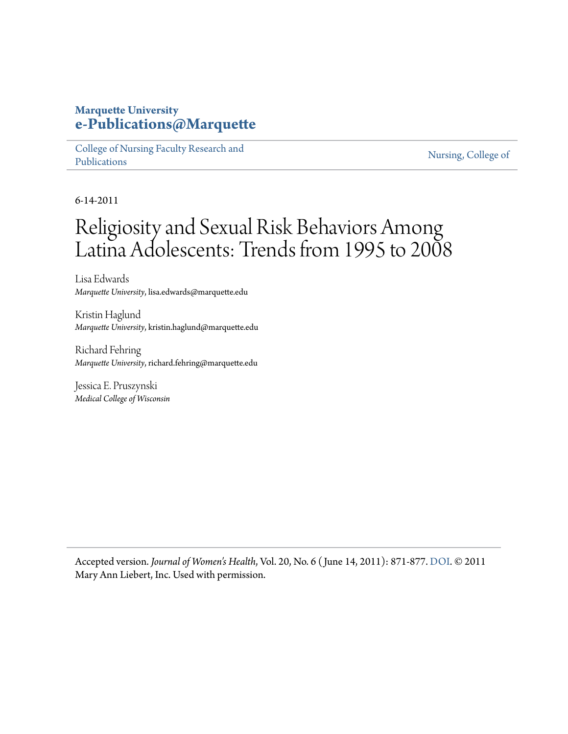**Marquette University**
**e-Publications@Marquette**

College of Nursing Faculty Research and Publications | Nursing, College of

6-14-2011

# Religiosity and Sexual Risk Behaviors Among Latina Adolescents: Trends from 1995 to 2008

Lisa Edwards
*Marquette University*, lisa.edwards@marquette.edu

Kristin Haglund
*Marquette University*, kristin.haglund@marquette.edu

Richard Fehring
*Marquette University*, richard.fehring@marquette.edu

Jessica E. Pruszynski
*Medical College of Wisconsin*

Accepted version. *Journal of Women's Health*, Vol. 20, No. 6 (June 14, 2011): 871-877. DOI. © 2011 Mary Ann Liebert, Inc. Used with permission.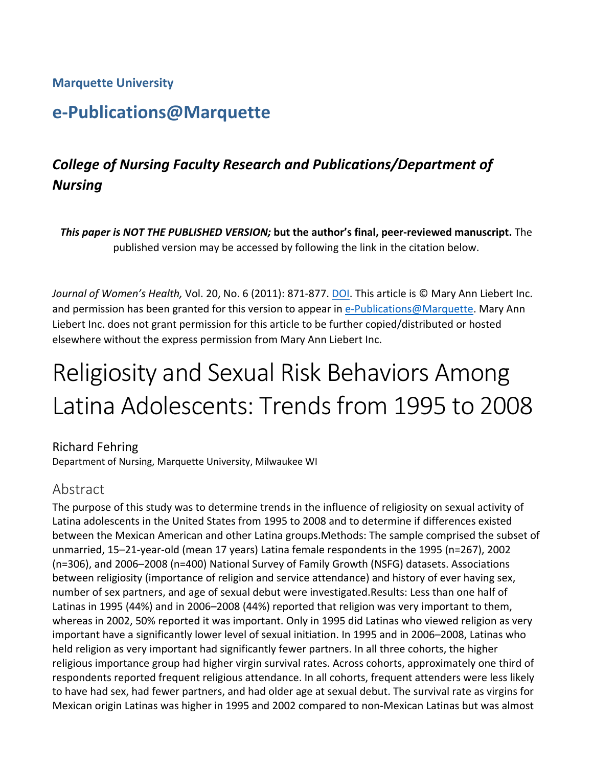**Marquette University**

## e-Publications@Marquette

### *College of Nursing Faculty Research and Publications/Department of Nursing*

***This paper is NOT THE PUBLISHED VERSION;* but the author's final, peer-reviewed manuscript.** The published version may be accessed by following the link in the citation below.

*Journal of Women's Health,* Vol. 20, No. 6 (2011): 871-877. DOI. This article is © Mary Ann Liebert Inc. and permission has been granted for this version to appear in e-Publications@Marquette. Mary Ann Liebert Inc. does not grant permission for this article to be further copied/distributed or hosted elsewhere without the express permission from Mary Ann Liebert Inc.

# Religiosity and Sexual Risk Behaviors Among Latina Adolescents: Trends from 1995 to 2008

Richard Fehring
Department of Nursing, Marquette University, Milwaukee WI

## Abstract

The purpose of this study was to determine trends in the influence of religiosity on sexual activity of Latina adolescents in the United States from 1995 to 2008 and to determine if differences existed between the Mexican American and other Latina groups.Methods: The sample comprised the subset of unmarried, 15–21-year-old (mean 17 years) Latina female respondents in the 1995 (n=267), 2002 (n=306), and 2006–2008 (n=400) National Survey of Family Growth (NSFG) datasets. Associations between religiosity (importance of religion and service attendance) and history of ever having sex, number of sex partners, and age of sexual debut were investigated.Results: Less than one half of Latinas in 1995 (44%) and in 2006–2008 (44%) reported that religion was very important to them, whereas in 2002, 50% reported it was important. Only in 1995 did Latinas who viewed religion as very important have a significantly lower level of sexual initiation. In 1995 and in 2006–2008, Latinas who held religion as very important had significantly fewer partners. In all three cohorts, the higher religious importance group had higher virgin survival rates. Across cohorts, approximately one third of respondents reported frequent religious attendance. In all cohorts, frequent attenders were less likely to have had sex, had fewer partners, and had older age at sexual debut. The survival rate as virgins for Mexican origin Latinas was higher in 1995 and 2002 compared to non-Mexican Latinas but was almost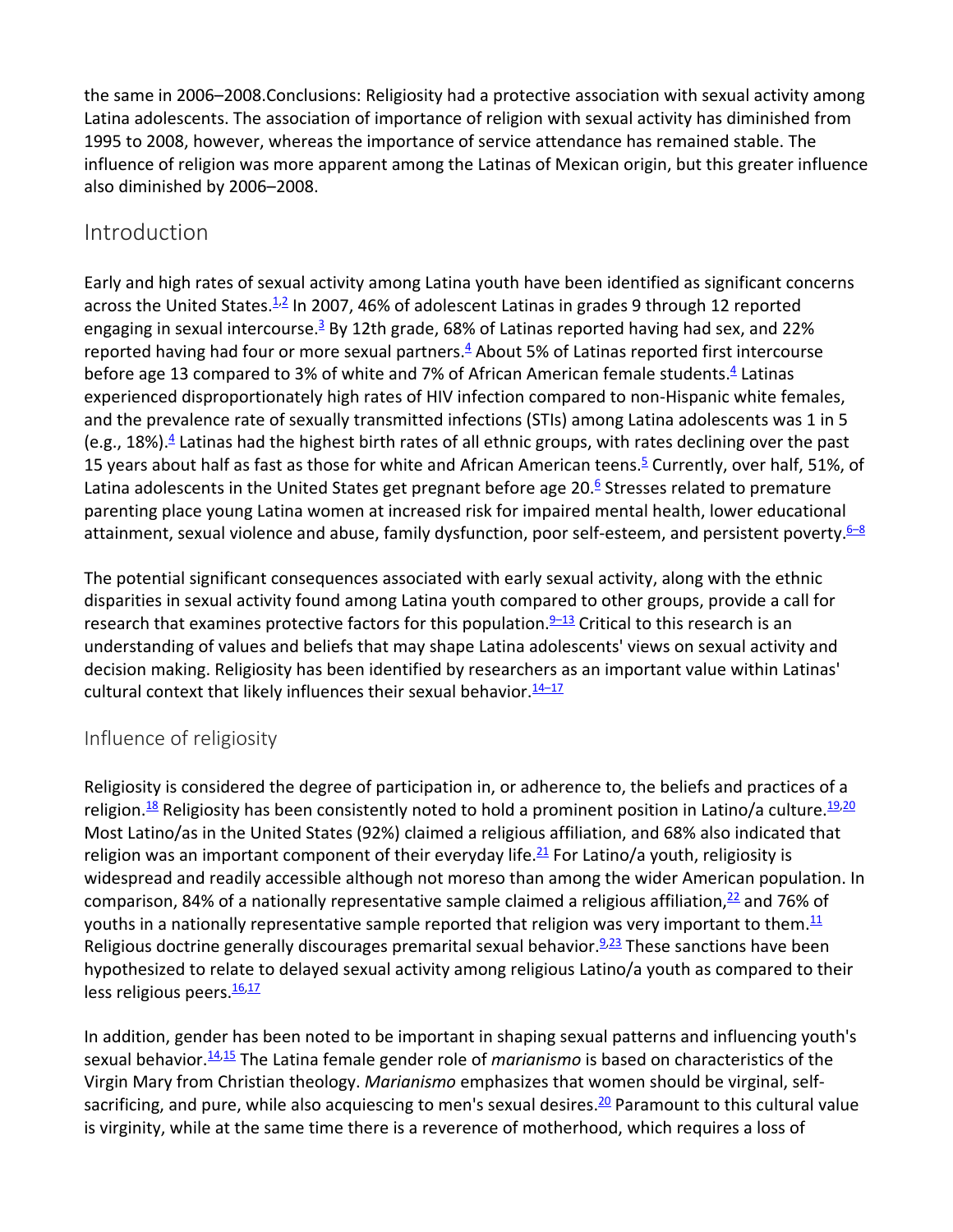the same in 2006–2008.Conclusions: Religiosity had a protective association with sexual activity among Latina adolescents. The association of importance of religion with sexual activity has diminished from 1995 to 2008, however, whereas the importance of service attendance has remained stable. The influence of religion was more apparent among the Latinas of Mexican origin, but this greater influence also diminished by 2006–2008.

## Introduction

Early and high rates of sexual activity among Latina youth have been identified as significant concerns across the United States.[1,2] In 2007, 46% of adolescent Latinas in grades 9 through 12 reported engaging in sexual intercourse.[3] By 12th grade, 68% of Latinas reported having had sex, and 22% reported having had four or more sexual partners.[4] About 5% of Latinas reported first intercourse before age 13 compared to 3% of white and 7% of African American female students.[4] Latinas experienced disproportionately high rates of HIV infection compared to non-Hispanic white females, and the prevalence rate of sexually transmitted infections (STIs) among Latina adolescents was 1 in 5 (e.g., 18%).[4] Latinas had the highest birth rates of all ethnic groups, with rates declining over the past 15 years about half as fast as those for white and African American teens.[5] Currently, over half, 51%, of Latina adolescents in the United States get pregnant before age 20.[6] Stresses related to premature parenting place young Latina women at increased risk for impaired mental health, lower educational attainment, sexual violence and abuse, family dysfunction, poor self-esteem, and persistent poverty.[6–8]

The potential significant consequences associated with early sexual activity, along with the ethnic disparities in sexual activity found among Latina youth compared to other groups, provide a call for research that examines protective factors for this population.[9–13] Critical to this research is an understanding of values and beliefs that may shape Latina adolescents' views on sexual activity and decision making. Religiosity has been identified by researchers as an important value within Latinas' cultural context that likely influences their sexual behavior.[14–17]

### Influence of religiosity

Religiosity is considered the degree of participation in, or adherence to, the beliefs and practices of a religion.[18] Religiosity has been consistently noted to hold a prominent position in Latino/a culture.[19,20] Most Latino/as in the United States (92%) claimed a religious affiliation, and 68% also indicated that religion was an important component of their everyday life.[21] For Latino/a youth, religiosity is widespread and readily accessible although not moreso than among the wider American population. In comparison, 84% of a nationally representative sample claimed a religious affiliation,[22] and 76% of youths in a nationally representative sample reported that religion was very important to them.[11] Religious doctrine generally discourages premarital sexual behavior.[9,23] These sanctions have been hypothesized to relate to delayed sexual activity among religious Latino/a youth as compared to their less religious peers.[16,17]

In addition, gender has been noted to be important in shaping sexual patterns and influencing youth's sexual behavior.[14,15] The Latina female gender role of *marianismo* is based on characteristics of the Virgin Mary from Christian theology. *Marianismo* emphasizes that women should be virginal, self-sacrificing, and pure, while also acquiescing to men's sexual desires.[20] Paramount to this cultural value is virginity, while at the same time there is a reverence of motherhood, which requires a loss of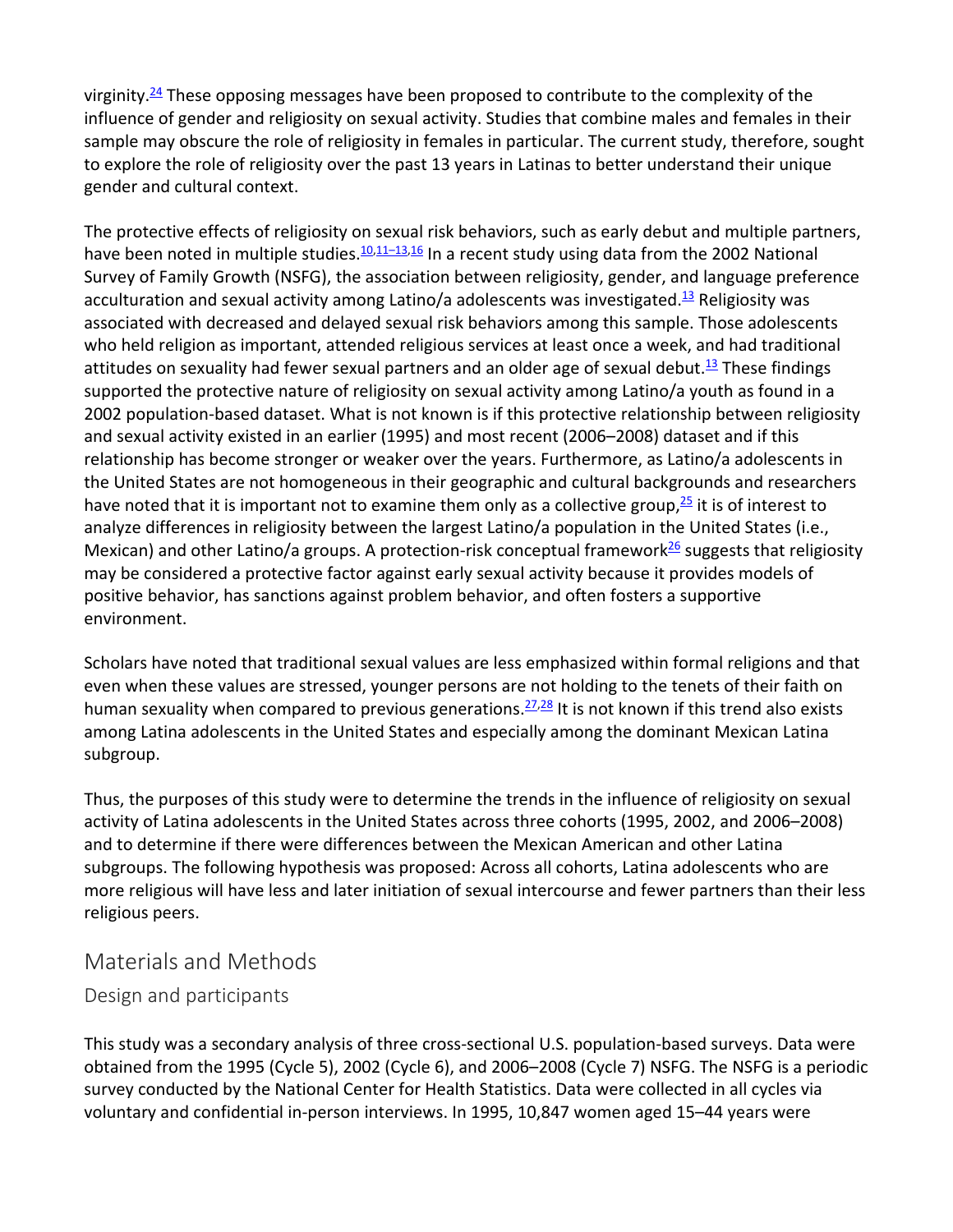virginity.[24] These opposing messages have been proposed to contribute to the complexity of the influence of gender and religiosity on sexual activity. Studies that combine males and females in their sample may obscure the role of religiosity in females in particular. The current study, therefore, sought to explore the role of religiosity over the past 13 years in Latinas to better understand their unique gender and cultural context.

The protective effects of religiosity on sexual risk behaviors, such as early debut and multiple partners, have been noted in multiple studies.[10,11–13,16] In a recent study using data from the 2002 National Survey of Family Growth (NSFG), the association between religiosity, gender, and language preference acculturation and sexual activity among Latino/a adolescents was investigated.[13] Religiosity was associated with decreased and delayed sexual risk behaviors among this sample. Those adolescents who held religion as important, attended religious services at least once a week, and had traditional attitudes on sexuality had fewer sexual partners and an older age of sexual debut.[13] These findings supported the protective nature of religiosity on sexual activity among Latino/a youth as found in a 2002 population-based dataset. What is not known is if this protective relationship between religiosity and sexual activity existed in an earlier (1995) and most recent (2006–2008) dataset and if this relationship has become stronger or weaker over the years. Furthermore, as Latino/a adolescents in the United States are not homogeneous in their geographic and cultural backgrounds and researchers have noted that it is important not to examine them only as a collective group,[25] it is of interest to analyze differences in religiosity between the largest Latino/a population in the United States (i.e., Mexican) and other Latino/a groups. A protection-risk conceptual framework[26] suggests that religiosity may be considered a protective factor against early sexual activity because it provides models of positive behavior, has sanctions against problem behavior, and often fosters a supportive environment.

Scholars have noted that traditional sexual values are less emphasized within formal religions and that even when these values are stressed, younger persons are not holding to the tenets of their faith on human sexuality when compared to previous generations.[27,28] It is not known if this trend also exists among Latina adolescents in the United States and especially among the dominant Mexican Latina subgroup.

Thus, the purposes of this study were to determine the trends in the influence of religiosity on sexual activity of Latina adolescents in the United States across three cohorts (1995, 2002, and 2006–2008) and to determine if there were differences between the Mexican American and other Latina subgroups. The following hypothesis was proposed: Across all cohorts, Latina adolescents who are more religious will have less and later initiation of sexual intercourse and fewer partners than their less religious peers.

## Materials and Methods

### Design and participants

This study was a secondary analysis of three cross-sectional U.S. population-based surveys. Data were obtained from the 1995 (Cycle 5), 2002 (Cycle 6), and 2006–2008 (Cycle 7) NSFG. The NSFG is a periodic survey conducted by the National Center for Health Statistics. Data were collected in all cycles via voluntary and confidential in-person interviews. In 1995, 10,847 women aged 15–44 years were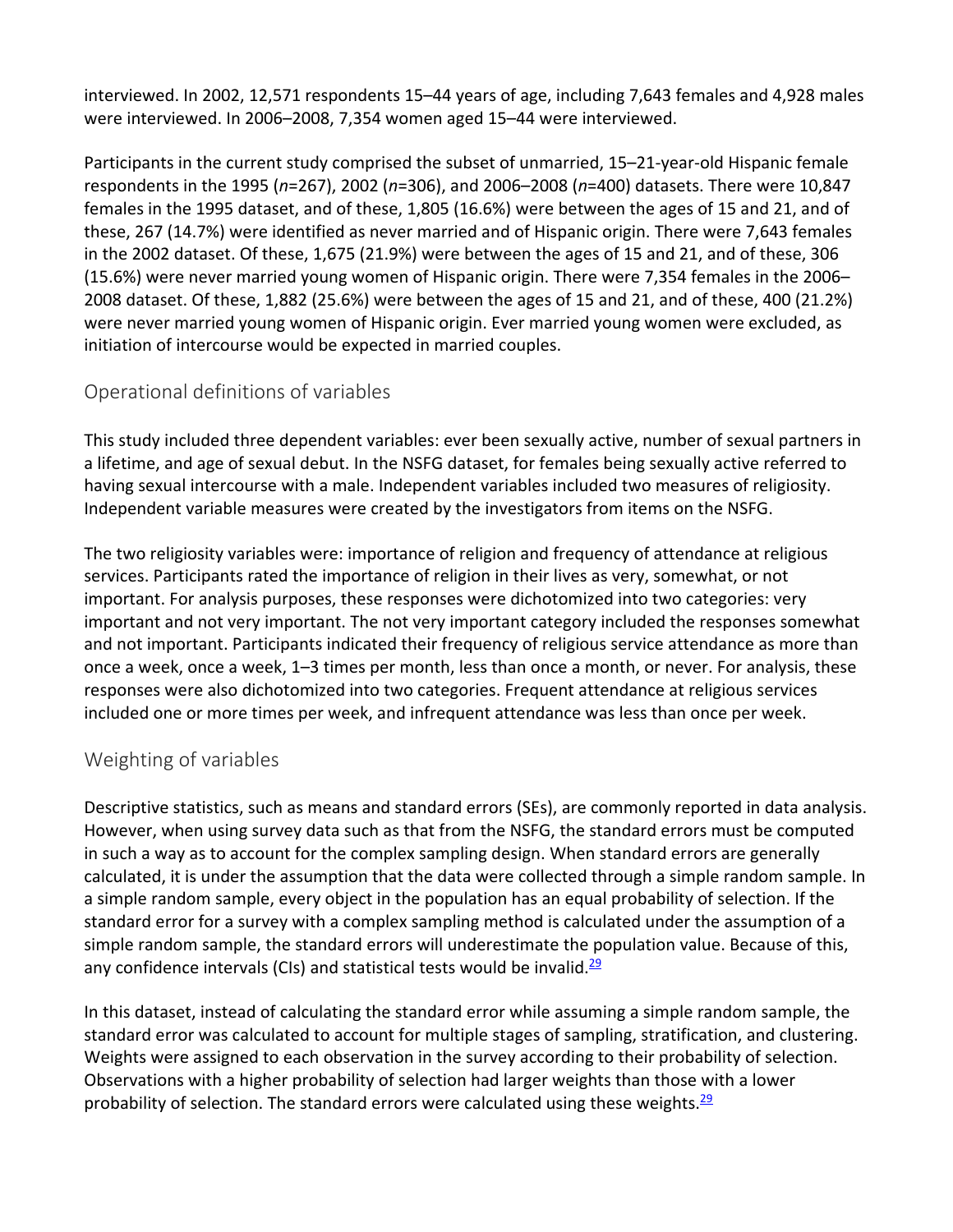interviewed. In 2002, 12,571 respondents 15–44 years of age, including 7,643 females and 4,928 males were interviewed. In 2006–2008, 7,354 women aged 15–44 were interviewed.

Participants in the current study comprised the subset of unmarried, 15–21-year-old Hispanic female respondents in the 1995 (*n*=267), 2002 (*n*=306), and 2006–2008 (*n*=400) datasets. There were 10,847 females in the 1995 dataset, and of these, 1,805 (16.6%) were between the ages of 15 and 21, and of these, 267 (14.7%) were identified as never married and of Hispanic origin. There were 7,643 females in the 2002 dataset. Of these, 1,675 (21.9%) were between the ages of 15 and 21, and of these, 306 (15.6%) were never married young women of Hispanic origin. There were 7,354 females in the 2006–2008 dataset. Of these, 1,882 (25.6%) were between the ages of 15 and 21, and of these, 400 (21.2%) were never married young women of Hispanic origin. Ever married young women were excluded, as initiation of intercourse would be expected in married couples.

## Operational definitions of variables

This study included three dependent variables: ever been sexually active, number of sexual partners in a lifetime, and age of sexual debut. In the NSFG dataset, for females being sexually active referred to having sexual intercourse with a male. Independent variables included two measures of religiosity. Independent variable measures were created by the investigators from items on the NSFG.

The two religiosity variables were: importance of religion and frequency of attendance at religious services. Participants rated the importance of religion in their lives as very, somewhat, or not important. For analysis purposes, these responses were dichotomized into two categories: very important and not very important. The not very important category included the responses somewhat and not important. Participants indicated their frequency of religious service attendance as more than once a week, once a week, 1–3 times per month, less than once a month, or never. For analysis, these responses were also dichotomized into two categories. Frequent attendance at religious services included one or more times per week, and infrequent attendance was less than once per week.

## Weighting of variables

Descriptive statistics, such as means and standard errors (SEs), are commonly reported in data analysis. However, when using survey data such as that from the NSFG, the standard errors must be computed in such a way as to account for the complex sampling design. When standard errors are generally calculated, it is under the assumption that the data were collected through a simple random sample. In a simple random sample, every object in the population has an equal probability of selection. If the standard error for a survey with a complex sampling method is calculated under the assumption of a simple random sample, the standard errors will underestimate the population value. Because of this, any confidence intervals (CIs) and statistical tests would be invalid.[29]

In this dataset, instead of calculating the standard error while assuming a simple random sample, the standard error was calculated to account for multiple stages of sampling, stratification, and clustering. Weights were assigned to each observation in the survey according to their probability of selection. Observations with a higher probability of selection had larger weights than those with a lower probability of selection. The standard errors were calculated using these weights.[29]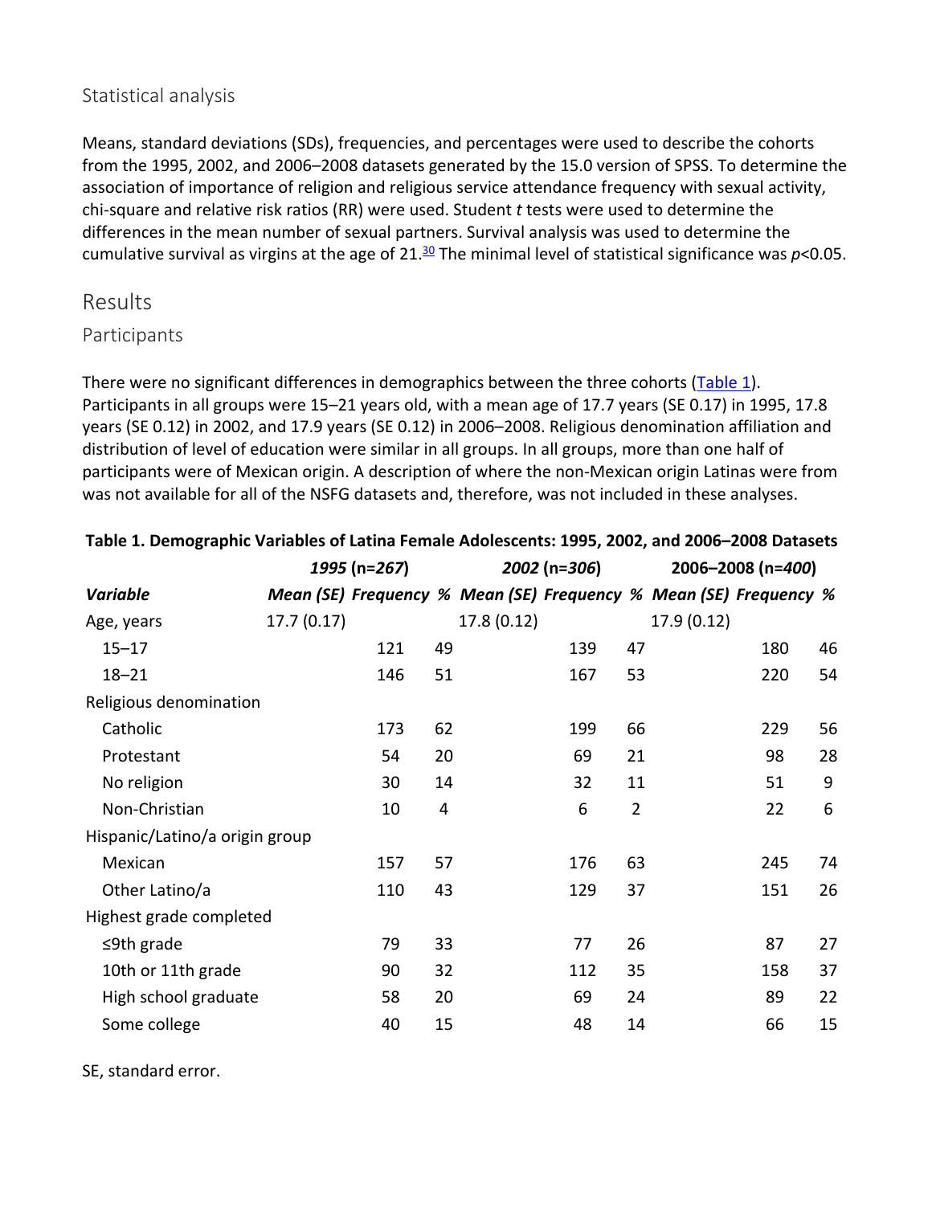### Statistical analysis

Means, standard deviations (SDs), frequencies, and percentages were used to describe the cohorts from the 1995, 2002, and 2006–2008 datasets generated by the 15.0 version of SPSS. To determine the association of importance of religion and religious service attendance frequency with sexual activity, chi-square and relative risk ratios (RR) were used. Student *t* tests were used to determine the differences in the mean number of sexual partners. Survival analysis was used to determine the cumulative survival as virgins at the age of 21.[30] The minimal level of statistical significance was $p<0.05$.

## Results

### Participants

There were no significant differences in demographics between the three cohorts (Table 1). Participants in all groups were 15–21 years old, with a mean age of 17.7 years (SE 0.17) in 1995, 17.8 years (SE 0.12) in 2002, and 17.9 years (SE 0.12) in 2006–2008. Religious denomination affiliation and distribution of level of education were similar in all groups. In all groups, more than one half of participants were of Mexican origin. A description of where the non-Mexican origin Latinas were from was not available for all of the NSFG datasets and, therefore, was not included in these analyses.

**Table 1. Demographic Variables of Latina Female Adolescents: 1995, 2002, and 2006–2008 Datasets**

| | *1995* (n=*267*) | | | *2002* (n=*306*) | | | 2006–2008 (n=*400*) | | |
|---|---|---|---|---|---|---|---|---|---|
| ***Variable*** | ***Mean (SE)*** | ***Frequency*** | ***%*** | ***Mean (SE)*** | ***Frequency*** | ***%*** | ***Mean (SE)*** | ***Frequency*** | ***%*** |
| Age, years | 17.7 (0.17) | | | 17.8 (0.12) | | | 17.9 (0.12) | | |
| 15–17 | | 121 | 49 | | 139 | 47 | | 180 | 46 |
| 18–21 | | 146 | 51 | | 167 | 53 | | 220 | 54 |
| Religious denomination | | | | | | | | | |
| Catholic | | 173 | 62 | | 199 | 66 | | 229 | 56 |
| Protestant | | 54 | 20 | | 69 | 21 | | 98 | 28 |
| No religion | | 30 | 14 | | 32 | 11 | | 51 | 9 |
| Non-Christian | | 10 | 4 | | 6 | 2 | | 22 | 6 |
| Hispanic/Latino/a origin group | | | | | | | | | |
| Mexican | | 157 | 57 | | 176 | 63 | | 245 | 74 |
| Other Latino/a | | 110 | 43 | | 129 | 37 | | 151 | 26 |
| Highest grade completed | | | | | | | | | |
| ≤9th grade | | 79 | 33 | | 77 | 26 | | 87 | 27 |
| 10th or 11th grade | | 90 | 32 | | 112 | 35 | | 158 | 37 |
| High school graduate | | 58 | 20 | | 69 | 24 | | 89 | 22 |
| Some college | | 40 | 15 | | 48 | 14 | | 66 | 15 |

SE, standard error.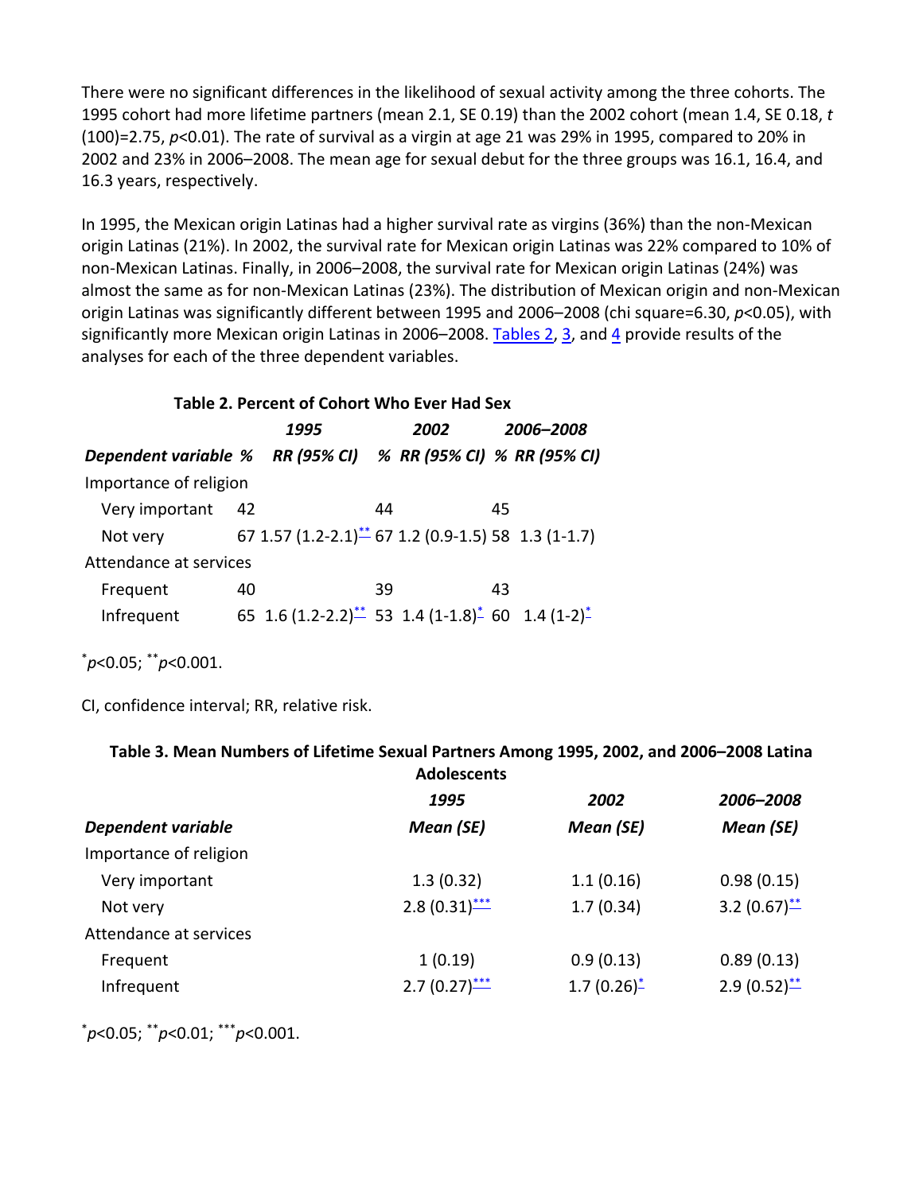There were no significant differences in the likelihood of sexual activity among the three cohorts. The 1995 cohort had more lifetime partners (mean 2.1, SE 0.19) than the 2002 cohort (mean 1.4, SE 0.18, $t(100)=2.75$, $p<0.01$). The rate of survival as a virgin at age 21 was 29% in 1995, compared to 20% in 2002 and 23% in 2006–2008. The mean age for sexual debut for the three groups was 16.1, 16.4, and 16.3 years, respectively.

In 1995, the Mexican origin Latinas had a higher survival rate as virgins (36%) than the non-Mexican origin Latinas (21%). In 2002, the survival rate for Mexican origin Latinas was 22% compared to 10% of non-Mexican Latinas. Finally, in 2006–2008, the survival rate for Mexican origin Latinas (24%) was almost the same as for non-Mexican Latinas (23%). The distribution of Mexican origin and non-Mexican origin Latinas was significantly different between 1995 and 2006–2008 (chi square=6.30, $p<0.05$), with significantly more Mexican origin Latinas in 2006–2008. Tables 2, 3, and 4 provide results of the analyses for each of the three dependent variables.

**Table 2. Percent of Cohort Who Ever Had Sex**

| | 1995 | | 2002 | | 2006–2008 | |
|---|---|---|---|---|---|---|
| ***Dependent variable*** | ***%*** | ***RR (95% CI)*** | ***%*** | ***RR (95% CI)*** | ***%*** | ***RR (95% CI)*** |
| Importance of religion | | | | | | |
| Very important | 42 | | 44 | | 45 | |
| Not very | 67 | 1.57 (1.2-2.1)** | 67 | 1.2 (0.9-1.5) | 58 | 1.3 (1-1.7) |
| Attendance at services | | | | | | |
| Frequent | 40 | | 39 | | 43 | |
| Infrequent | 65 | 1.6 (1.2-2.2)** | 53 | 1.4 (1-1.8)* | 60 | 1.4 (1-2)* |

*$p<0.05$; **$p<0.001$.

CI, confidence interval; RR, relative risk.

**Table 3. Mean Numbers of Lifetime Sexual Partners Among 1995, 2002, and 2006–2008 Latina Adolescents**

| | 1995 | 2002 | 2006–2008 |
|---|---|---|---|
| ***Dependent variable*** | ***Mean (SE)*** | ***Mean (SE)*** | ***Mean (SE)*** |
| Importance of religion | | | |
| Very important | 1.3 (0.32) | 1.1 (0.16) | 0.98 (0.15) |
| Not very | 2.8 (0.31)*** | 1.7 (0.34) | 3.2 (0.67)** |
| Attendance at services | | | |
| Frequent | 1 (0.19) | 0.9 (0.13) | 0.89 (0.13) |
| Infrequent | 2.7 (0.27)*** | 1.7 (0.26)* | 2.9 (0.52)** |

*$p<0.05$; **$p<0.01$; ***$p<0.001$.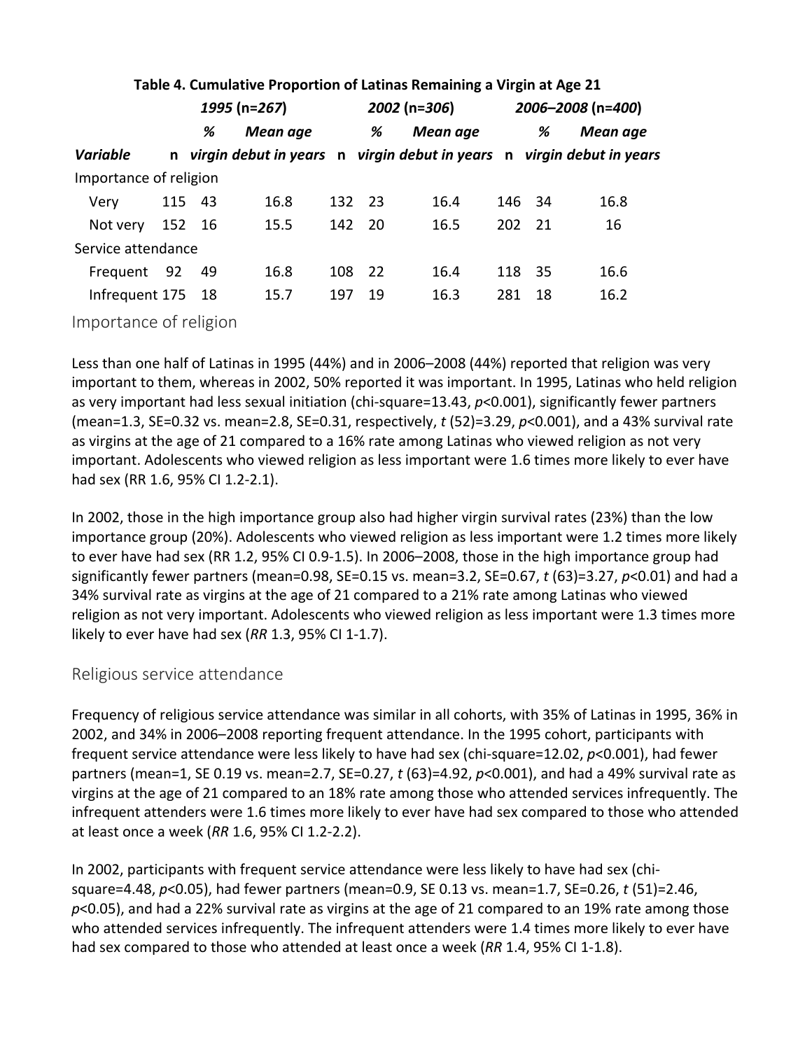**Table 4. Cumulative Proportion of Latinas Remaining a Virgin at Age 21**

| | *1995* (n=*267*) | | | *2002* (n=*306*) | | | *2006–2008* (n=*400*) | | |
|---|---|---|---|---|---|---|---|---|---|
| ***Variable*** | **n** | ***% virgin*** | ***Mean age debut in years*** | **n** | ***% virgin*** | ***Mean age debut in years*** | **n** | ***% virgin*** | ***Mean age debut in years*** |
| Importance of religion | | | | | | | | | |
| Very | 115 | 43 | 16.8 | 132 | 23 | 16.4 | 146 | 34 | 16.8 |
| Not very | 152 | 16 | 15.5 | 142 | 20 | 16.5 | 202 | 21 | 16 |
| Service attendance | | | | | | | | | |
| Frequent | 92 | 49 | 16.8 | 108 | 22 | 16.4 | 118 | 35 | 16.6 |
| Infrequent | 175 | 18 | 15.7 | 197 | 19 | 16.3 | 281 | 18 | 16.2 |

## Importance of religion

Less than one half of Latinas in 1995 (44%) and in 2006–2008 (44%) reported that religion was very important to them, whereas in 2002, 50% reported it was important. In 1995, Latinas who held religion as very important had less sexual initiation (chi-square=13.43, $p$<0.001), significantly fewer partners (mean=1.3, SE=0.32 vs. mean=2.8, SE=0.31, respectively, $t$ (52)=3.29, $p$<0.001), and a 43% survival rate as virgins at the age of 21 compared to a 16% rate among Latinas who viewed religion as not very important. Adolescents who viewed religion as less important were 1.6 times more likely to ever have had sex (RR 1.6, 95% CI 1.2-2.1).

In 2002, those in the high importance group also had higher virgin survival rates (23%) than the low importance group (20%). Adolescents who viewed religion as less important were 1.2 times more likely to ever have had sex (RR 1.2, 95% CI 0.9-1.5). In 2006–2008, those in the high importance group had significantly fewer partners (mean=0.98, SE=0.15 vs. mean=3.2, SE=0.67, $t$ (63)=3.27, $p$<0.01) and had a 34% survival rate as virgins at the age of 21 compared to a 21% rate among Latinas who viewed religion as not very important. Adolescents who viewed religion as less important were 1.3 times more likely to ever have had sex (*RR* 1.3, 95% CI 1-1.7).

## Religious service attendance

Frequency of religious service attendance was similar in all cohorts, with 35% of Latinas in 1995, 36% in 2002, and 34% in 2006–2008 reporting frequent attendance. In the 1995 cohort, participants with frequent service attendance were less likely to have had sex (chi-square=12.02, $p$<0.001), had fewer partners (mean=1, SE 0.19 vs. mean=2.7, SE=0.27, $t$ (63)=4.92, $p$<0.001), and had a 49% survival rate as virgins at the age of 21 compared to an 18% rate among those who attended services infrequently. The infrequent attenders were 1.6 times more likely to ever have had sex compared to those who attended at least once a week (*RR* 1.6, 95% CI 1.2-2.2).

In 2002, participants with frequent service attendance were less likely to have had sex (chi-square=4.48, $p$<0.05), had fewer partners (mean=0.9, SE 0.13 vs. mean=1.7, SE=0.26, $t$ (51)=2.46, $p$<0.05), and had a 22% survival rate as virgins at the age of 21 compared to an 19% rate among those who attended services infrequently. The infrequent attenders were 1.4 times more likely to ever have had sex compared to those who attended at least once a week (*RR* 1.4, 95% CI 1-1.8).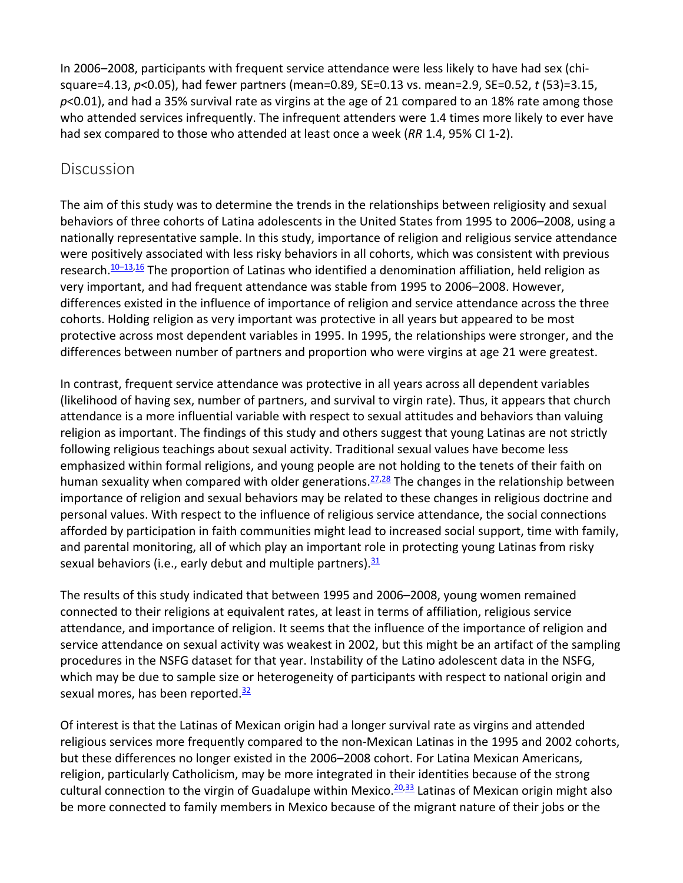In 2006–2008, participants with frequent service attendance were less likely to have had sex (chi-square=4.13, $p<0.05$), had fewer partners (mean=0.89, SE=0.13 vs. mean=2.9, SE=0.52, $t$ (53)=3.15, $p<0.01$), and had a 35% survival rate as virgins at the age of 21 compared to an 18% rate among those who attended services infrequently. The infrequent attenders were 1.4 times more likely to ever have had sex compared to those who attended at least once a week (*RR* 1.4, 95% CI 1-2).

## Discussion

The aim of this study was to determine the trends in the relationships between religiosity and sexual behaviors of three cohorts of Latina adolescents in the United States from 1995 to 2006–2008, using a nationally representative sample. In this study, importance of religion and religious service attendance were positively associated with less risky behaviors in all cohorts, which was consistent with previous research.[10–13,16] The proportion of Latinas who identified a denomination affiliation, held religion as very important, and had frequent attendance was stable from 1995 to 2006–2008. However, differences existed in the influence of importance of religion and service attendance across the three cohorts. Holding religion as very important was protective in all years but appeared to be most protective across most dependent variables in 1995. In 1995, the relationships were stronger, and the differences between number of partners and proportion who were virgins at age 21 were greatest.

In contrast, frequent service attendance was protective in all years across all dependent variables (likelihood of having sex, number of partners, and survival to virgin rate). Thus, it appears that church attendance is a more influential variable with respect to sexual attitudes and behaviors than valuing religion as important. The findings of this study and others suggest that young Latinas are not strictly following religious teachings about sexual activity. Traditional sexual values have become less emphasized within formal religions, and young people are not holding to the tenets of their faith on human sexuality when compared with older generations.[27,28] The changes in the relationship between importance of religion and sexual behaviors may be related to these changes in religious doctrine and personal values. With respect to the influence of religious service attendance, the social connections afforded by participation in faith communities might lead to increased social support, time with family, and parental monitoring, all of which play an important role in protecting young Latinas from risky sexual behaviors (i.e., early debut and multiple partners).[31]

The results of this study indicated that between 1995 and 2006–2008, young women remained connected to their religions at equivalent rates, at least in terms of affiliation, religious service attendance, and importance of religion. It seems that the influence of the importance of religion and service attendance on sexual activity was weakest in 2002, but this might be an artifact of the sampling procedures in the NSFG dataset for that year. Instability of the Latino adolescent data in the NSFG, which may be due to sample size or heterogeneity of participants with respect to national origin and sexual mores, has been reported.[32]

Of interest is that the Latinas of Mexican origin had a longer survival rate as virgins and attended religious services more frequently compared to the non-Mexican Latinas in the 1995 and 2002 cohorts, but these differences no longer existed in the 2006–2008 cohort. For Latina Mexican Americans, religion, particularly Catholicism, may be more integrated in their identities because of the strong cultural connection to the virgin of Guadalupe within Mexico.[20,33] Latinas of Mexican origin might also be more connected to family members in Mexico because of the migrant nature of their jobs or the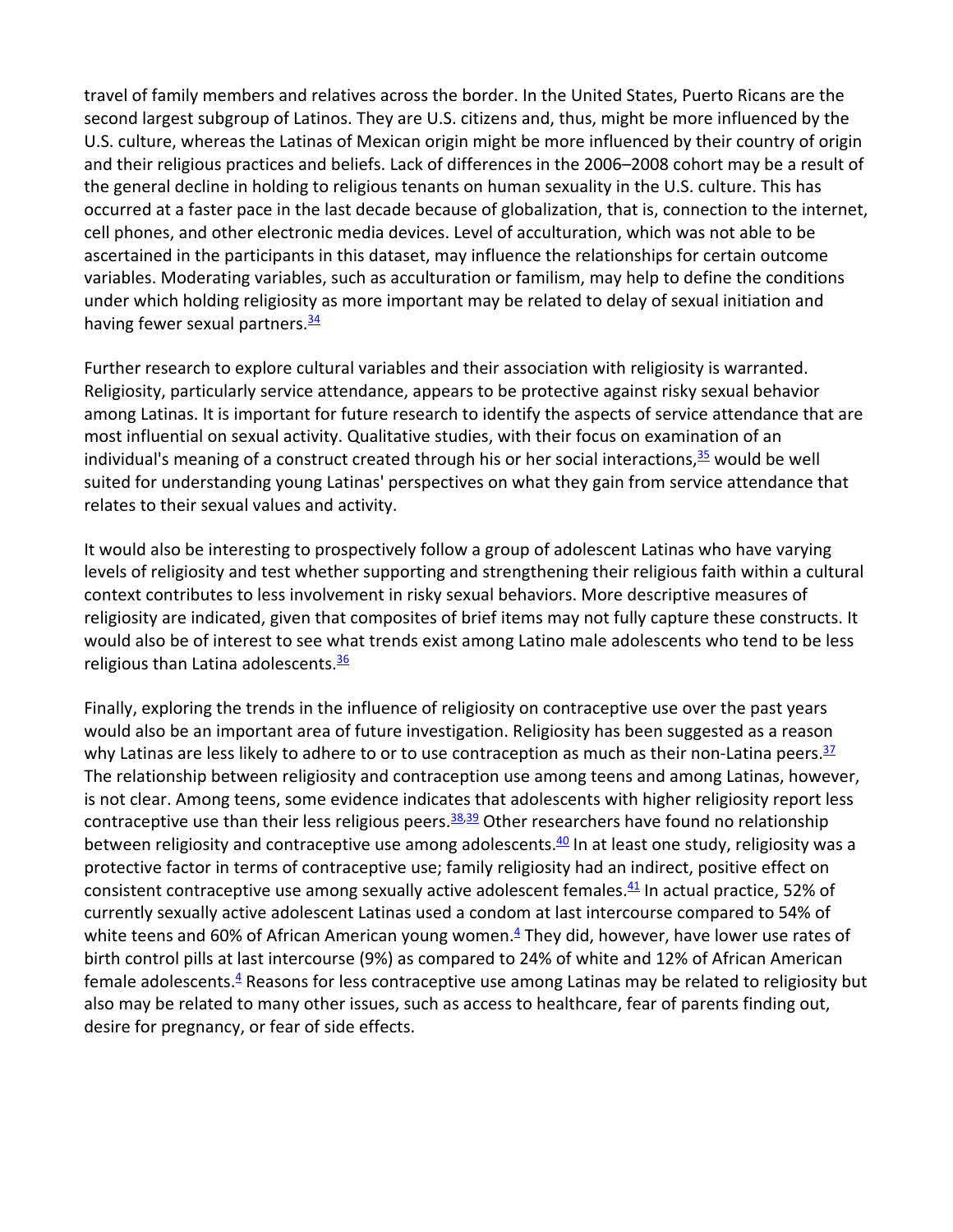travel of family members and relatives across the border. In the United States, Puerto Ricans are the second largest subgroup of Latinos. They are U.S. citizens and, thus, might be more influenced by the U.S. culture, whereas the Latinas of Mexican origin might be more influenced by their country of origin and their religious practices and beliefs. Lack of differences in the 2006–2008 cohort may be a result of the general decline in holding to religious tenants on human sexuality in the U.S. culture. This has occurred at a faster pace in the last decade because of globalization, that is, connection to the internet, cell phones, and other electronic media devices. Level of acculturation, which was not able to be ascertained in the participants in this dataset, may influence the relationships for certain outcome variables. Moderating variables, such as acculturation or familism, may help to define the conditions under which holding religiosity as more important may be related to delay of sexual initiation and having fewer sexual partners.[34]

Further research to explore cultural variables and their association with religiosity is warranted. Religiosity, particularly service attendance, appears to be protective against risky sexual behavior among Latinas. It is important for future research to identify the aspects of service attendance that are most influential on sexual activity. Qualitative studies, with their focus on examination of an individual's meaning of a construct created through his or her social interactions,[35] would be well suited for understanding young Latinas' perspectives on what they gain from service attendance that relates to their sexual values and activity.

It would also be interesting to prospectively follow a group of adolescent Latinas who have varying levels of religiosity and test whether supporting and strengthening their religious faith within a cultural context contributes to less involvement in risky sexual behaviors. More descriptive measures of religiosity are indicated, given that composites of brief items may not fully capture these constructs. It would also be of interest to see what trends exist among Latino male adolescents who tend to be less religious than Latina adolescents.[36]

Finally, exploring the trends in the influence of religiosity on contraceptive use over the past years would also be an important area of future investigation. Religiosity has been suggested as a reason why Latinas are less likely to adhere to or to use contraception as much as their non-Latina peers.[37] The relationship between religiosity and contraception use among teens and among Latinas, however, is not clear. Among teens, some evidence indicates that adolescents with higher religiosity report less contraceptive use than their less religious peers.[38,39] Other researchers have found no relationship between religiosity and contraceptive use among adolescents.[40] In at least one study, religiosity was a protective factor in terms of contraceptive use; family religiosity had an indirect, positive effect on consistent contraceptive use among sexually active adolescent females.[41] In actual practice, 52% of currently sexually active adolescent Latinas used a condom at last intercourse compared to 54% of white teens and 60% of African American young women.[4] They did, however, have lower use rates of birth control pills at last intercourse (9%) as compared to 24% of white and 12% of African American female adolescents.[4] Reasons for less contraceptive use among Latinas may be related to religiosity but also may be related to many other issues, such as access to healthcare, fear of parents finding out, desire for pregnancy, or fear of side effects.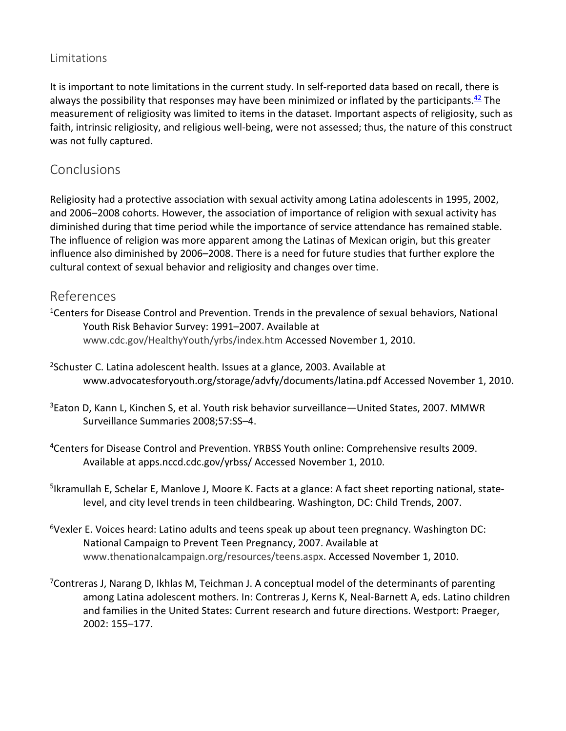## Limitations

It is important to note limitations in the current study. In self-reported data based on recall, there is always the possibility that responses may have been minimized or inflated by the participants.[42] The measurement of religiosity was limited to items in the dataset. Important aspects of religiosity, such as faith, intrinsic religiosity, and religious well-being, were not assessed; thus, the nature of this construct was not fully captured.

## Conclusions

Religiosity had a protective association with sexual activity among Latina adolescents in 1995, 2002, and 2006–2008 cohorts. However, the association of importance of religion with sexual activity has diminished during that time period while the importance of service attendance has remained stable. The influence of religion was more apparent among the Latinas of Mexican origin, but this greater influence also diminished by 2006–2008. There is a need for future studies that further explore the cultural context of sexual behavior and religiosity and changes over time.

## References

[1]Centers for Disease Control and Prevention. Trends in the prevalence of sexual behaviors, National Youth Risk Behavior Survey: 1991–2007. Available at www.cdc.gov/HealthyYouth/yrbs/index.htm Accessed November 1, 2010.

[2]Schuster C. Latina adolescent health. Issues at a glance, 2003. Available at www.advocatesforyouth.org/storage/advfy/documents/latina.pdf Accessed November 1, 2010.

[3]Eaton D, Kann L, Kinchen S, et al. Youth risk behavior surveillance—United States, 2007. MMWR Surveillance Summaries 2008;57:SS–4.

[4]Centers for Disease Control and Prevention. YRBSS Youth online: Comprehensive results 2009. Available at apps.nccd.cdc.gov/yrbss/ Accessed November 1, 2010.

[5]Ikramullah E, Schelar E, Manlove J, Moore K. Facts at a glance: A fact sheet reporting national, state-level, and city level trends in teen childbearing. Washington, DC: Child Trends, 2007.

[6]Vexler E. Voices heard: Latino adults and teens speak up about teen pregnancy. Washington DC: National Campaign to Prevent Teen Pregnancy, 2007. Available at www.thenationalcampaign.org/resources/teens.aspx. Accessed November 1, 2010.

[7]Contreras J, Narang D, Ikhlas M, Teichman J. A conceptual model of the determinants of parenting among Latina adolescent mothers. In: Contreras J, Kerns K, Neal-Barnett A, eds. Latino children and families in the United States: Current research and future directions. Westport: Praeger, 2002: 155–177.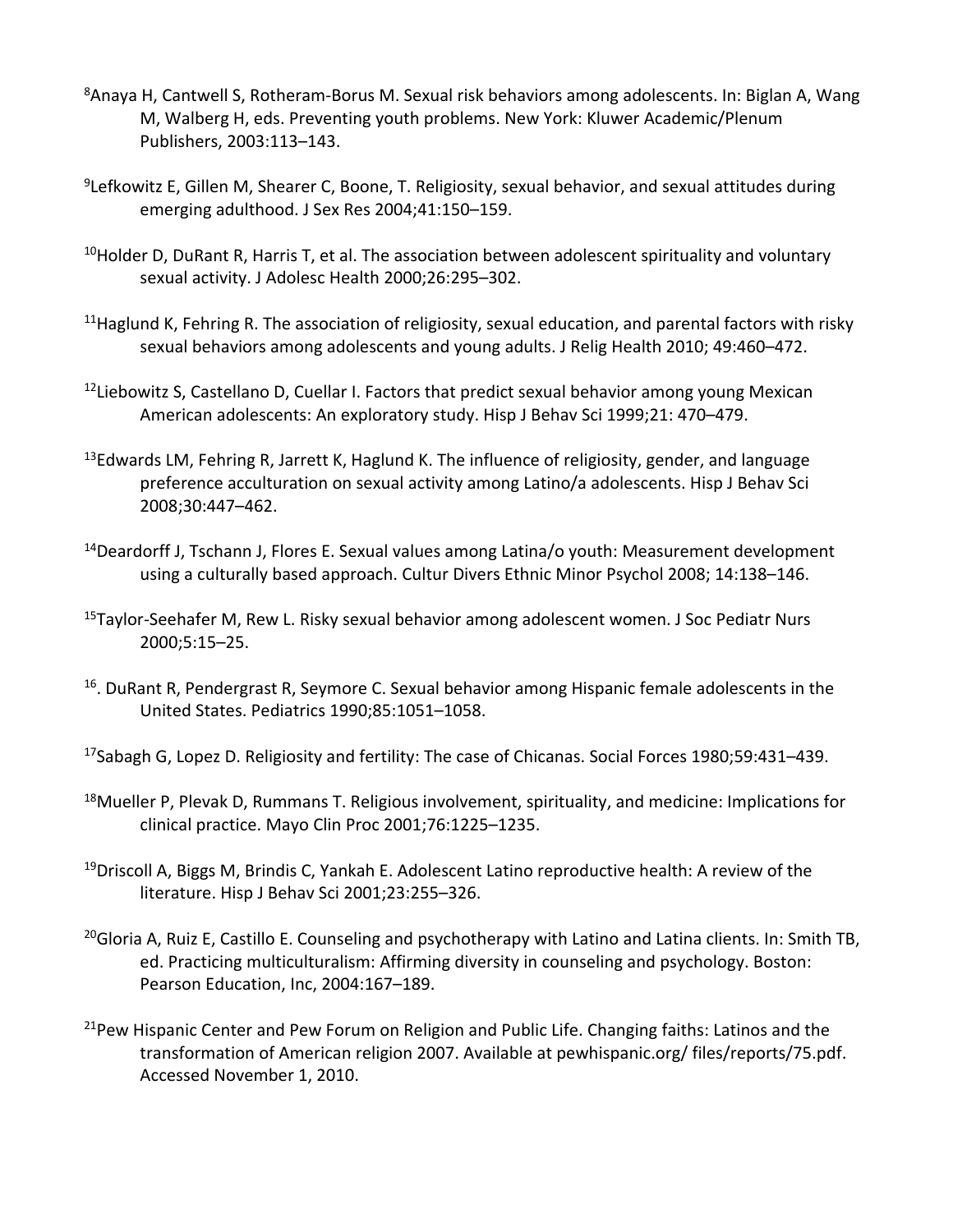[8]Anaya H, Cantwell S, Rotheram-Borus M. Sexual risk behaviors among adolescents. In: Biglan A, Wang M, Walberg H, eds. Preventing youth problems. New York: Kluwer Academic/Plenum Publishers, 2003:113–143.

[9]Lefkowitz E, Gillen M, Shearer C, Boone, T. Religiosity, sexual behavior, and sexual attitudes during emerging adulthood. J Sex Res 2004;41:150–159.

[10]Holder D, DuRant R, Harris T, et al. The association between adolescent spirituality and voluntary sexual activity. J Adolesc Health 2000;26:295–302.

[11]Haglund K, Fehring R. The association of religiosity, sexual education, and parental factors with risky sexual behaviors among adolescents and young adults. J Relig Health 2010; 49:460–472.

[12]Liebowitz S, Castellano D, Cuellar I. Factors that predict sexual behavior among young Mexican American adolescents: An exploratory study. Hisp J Behav Sci 1999;21: 470–479.

[13]Edwards LM, Fehring R, Jarrett K, Haglund K. The influence of religiosity, gender, and language preference acculturation on sexual activity among Latino/a adolescents. Hisp J Behav Sci 2008;30:447–462.

[14]Deardorff J, Tschann J, Flores E. Sexual values among Latina/o youth: Measurement development using a culturally based approach. Cultur Divers Ethnic Minor Psychol 2008; 14:138–146.

[15]Taylor-Seehafer M, Rew L. Risky sexual behavior among adolescent women. J Soc Pediatr Nurs 2000;5:15–25.

[16]. DuRant R, Pendergrast R, Seymore C. Sexual behavior among Hispanic female adolescents in the United States. Pediatrics 1990;85:1051–1058.

[17]Sabagh G, Lopez D. Religiosity and fertility: The case of Chicanas. Social Forces 1980;59:431–439.

[18]Mueller P, Plevak D, Rummans T. Religious involvement, spirituality, and medicine: Implications for clinical practice. Mayo Clin Proc 2001;76:1225–1235.

[19]Driscoll A, Biggs M, Brindis C, Yankah E. Adolescent Latino reproductive health: A review of the literature. Hisp J Behav Sci 2001;23:255–326.

[20]Gloria A, Ruiz E, Castillo E. Counseling and psychotherapy with Latino and Latina clients. In: Smith TB, ed. Practicing multiculturalism: Affirming diversity in counseling and psychology. Boston: Pearson Education, Inc, 2004:167–189.

[21]Pew Hispanic Center and Pew Forum on Religion and Public Life. Changing faiths: Latinos and the transformation of American religion 2007. Available at pewhispanic.org/ files/reports/75.pdf. Accessed November 1, 2010.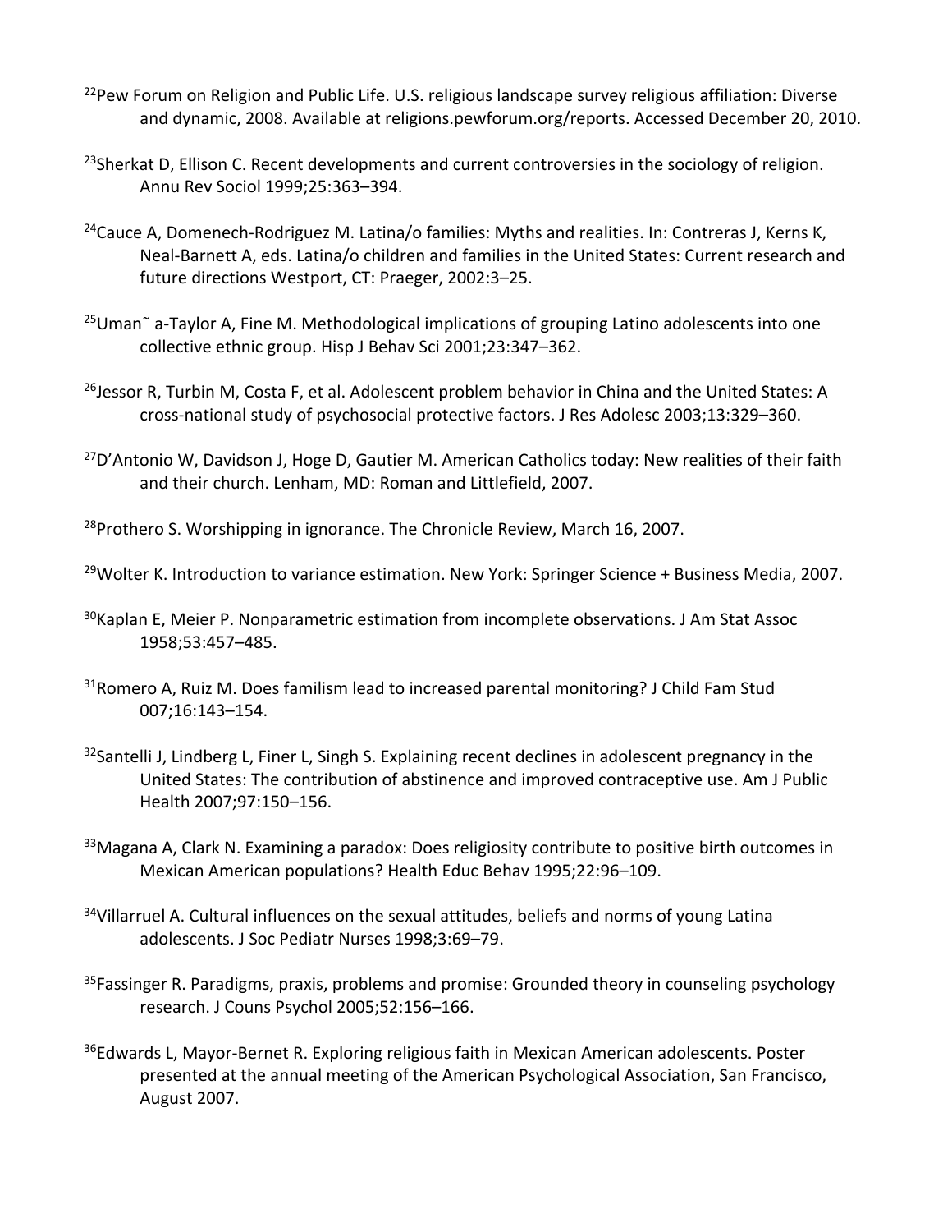[22]Pew Forum on Religion and Public Life. U.S. religious landscape survey religious affiliation: Diverse and dynamic, 2008. Available at religions.pewforum.org/reports. Accessed December 20, 2010.

[23]Sherkat D, Ellison C. Recent developments and current controversies in the sociology of religion. Annu Rev Sociol 1999;25:363–394.

[24]Cauce A, Domenech-Rodriguez M. Latina/o families: Myths and realities. In: Contreras J, Kerns K, Neal-Barnett A, eds. Latina/o children and families in the United States: Current research and future directions Westport, CT: Praeger, 2002:3–25.

[25]Uman˜ a-Taylor A, Fine M. Methodological implications of grouping Latino adolescents into one collective ethnic group. Hisp J Behav Sci 2001;23:347–362.

[26]Jessor R, Turbin M, Costa F, et al. Adolescent problem behavior in China and the United States: A cross-national study of psychosocial protective factors. J Res Adolesc 2003;13:329–360.

[27]D'Antonio W, Davidson J, Hoge D, Gautier M. American Catholics today: New realities of their faith and their church. Lenham, MD: Roman and Littlefield, 2007.

[28]Prothero S. Worshipping in ignorance. The Chronicle Review, March 16, 2007.

[29]Wolter K. Introduction to variance estimation. New York: Springer Science + Business Media, 2007.

[30]Kaplan E, Meier P. Nonparametric estimation from incomplete observations. J Am Stat Assoc 1958;53:457–485.

[31]Romero A, Ruiz M. Does familism lead to increased parental monitoring? J Child Fam Stud 007;16:143–154.

[32]Santelli J, Lindberg L, Finer L, Singh S. Explaining recent declines in adolescent pregnancy in the United States: The contribution of abstinence and improved contraceptive use. Am J Public Health 2007;97:150–156.

[33]Magana A, Clark N. Examining a paradox: Does religiosity contribute to positive birth outcomes in Mexican American populations? Health Educ Behav 1995;22:96–109.

[34]Villarruel A. Cultural influences on the sexual attitudes, beliefs and norms of young Latina adolescents. J Soc Pediatr Nurses 1998;3:69–79.

[35]Fassinger R. Paradigms, praxis, problems and promise: Grounded theory in counseling psychology research. J Couns Psychol 2005;52:156–166.

[36]Edwards L, Mayor-Bernet R. Exploring religious faith in Mexican American adolescents. Poster presented at the annual meeting of the American Psychological Association, San Francisco, August 2007.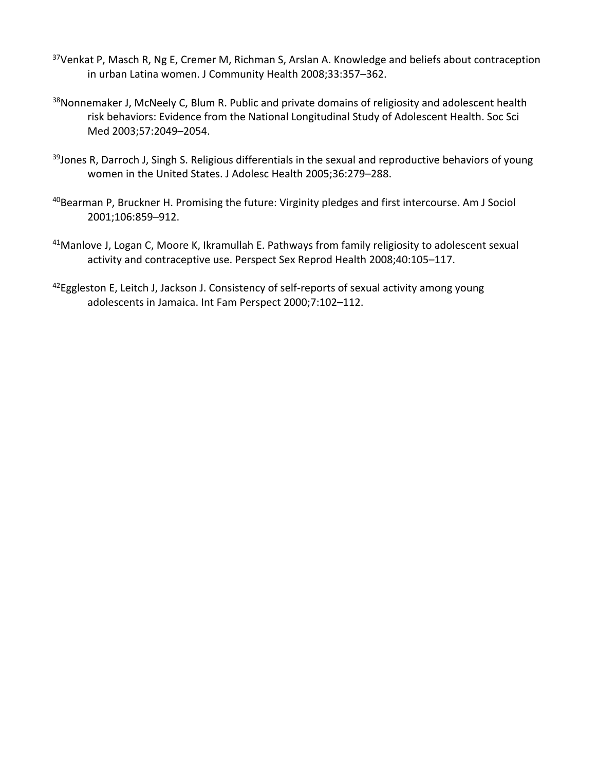[37]Venkat P, Masch R, Ng E, Cremer M, Richman S, Arslan A. Knowledge and beliefs about contraception in urban Latina women. J Community Health 2008;33:357–362.

[38]Nonnemaker J, McNeely C, Blum R. Public and private domains of religiosity and adolescent health risk behaviors: Evidence from the National Longitudinal Study of Adolescent Health. Soc Sci Med 2003;57:2049–2054.

[39]Jones R, Darroch J, Singh S. Religious differentials in the sexual and reproductive behaviors of young women in the United States. J Adolesc Health 2005;36:279–288.

[40]Bearman P, Bruckner H. Promising the future: Virginity pledges and first intercourse. Am J Sociol 2001;106:859–912.

[41]Manlove J, Logan C, Moore K, Ikramullah E. Pathways from family religiosity to adolescent sexual activity and contraceptive use. Perspect Sex Reprod Health 2008;40:105–117.

[42]Eggleston E, Leitch J, Jackson J. Consistency of self-reports of sexual activity among young adolescents in Jamaica. Int Fam Perspect 2000;7:102–112.